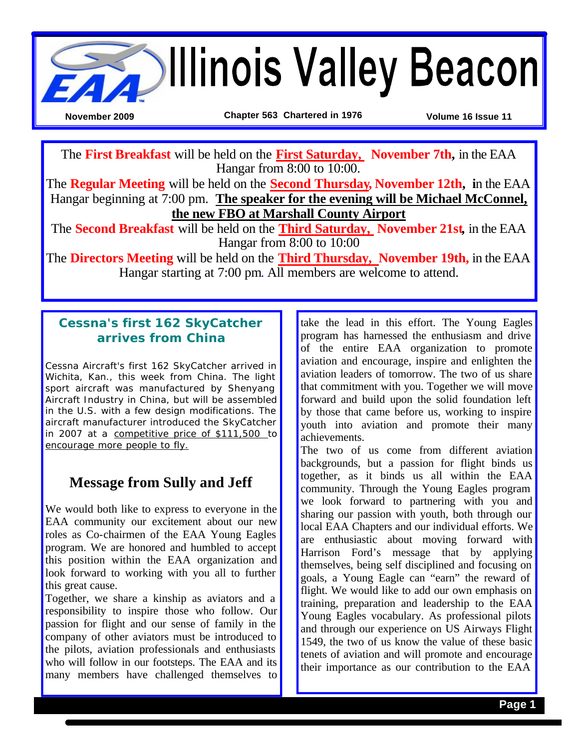# Illinois Valley Beacon

**November 2009** | **Chapter 563 Chartered in 1976** | **Volume 16 Issue 11**

The **First Breakfast** will be held on the **First Saturday, November 7th**, in the EAA Hangar from 8:00 to 10:00.

The **Regular Meeting** will be held on the **Second Thursday, November 12th**, in the EAA Hangar beginning at 7:00 pm. **The speaker for the evening will be Michael McConnel, the new FBO at Marshall County Airport**

The **Second Breakfast** will be held on the **Third Saturday, November 21st**, in the EAA Hangar from 8:00 to 10:00

The **Directors Meeting** will be held on the **Third Thursday, November 19th,** in the EAA Hangar starting at 7:00 pm. All members are welcome to attend.

## Cessna's first 162 SkyCatcher arrives from China

Cessna Aircraft's first 162 SkyCatcher arrived in Wichita, Kan., this week from China. The light sport aircraft was manufactured by Shenyang Aircraft Industry in China, but will be assembled in the U.S. with a few design modifications. The aircraft manufacturer introduced the SkyCatcher in 2007 at a competitive price of $111,500 to encourage more people to fly.

## Message from Sully and Jeff

We would both like to express to everyone in the EAA community our excitement about our new roles as Co-chairmen of the EAA Young Eagles program. We are honored and humbled to accept this position within the EAA organization and look forward to working with you all to further this great cause.

Together, we share a kinship as aviators and a responsibility to inspire those who follow. Our passion for flight and our sense of family in the company of other aviators must be introduced to the pilots, aviation professionals and enthusiasts who will follow in our footsteps. The EAA and its many members have challenged themselves to take the lead in this effort. The Young Eagles program has harnessed the enthusiasm and drive of the entire EAA organization to promote aviation and encourage, inspire and enlighten the aviation leaders of tomorrow. The two of us share that commitment with you. Together we will move forward and build upon the solid foundation left by those that came before us, working to inspire youth into aviation and promote their many achievements.

The two of us come from different aviation backgrounds, but a passion for flight binds us together, as it binds us all within the EAA community. Through the Young Eagles program we look forward to partnering with you and sharing our passion with youth, both through our local EAA Chapters and our individual efforts. We are enthusiastic about moving forward with Harrison Ford's message that by applying themselves, being self disciplined and focusing on goals, a Young Eagle can "earn" the reward of flight. We would like to add our own emphasis on training, preparation and leadership to the EAA Young Eagles vocabulary. As professional pilots and through our experience on US Airways Flight 1549, the two of us know the value of these basic tenets of aviation and will promote and encourage their importance as our contribution to the EAA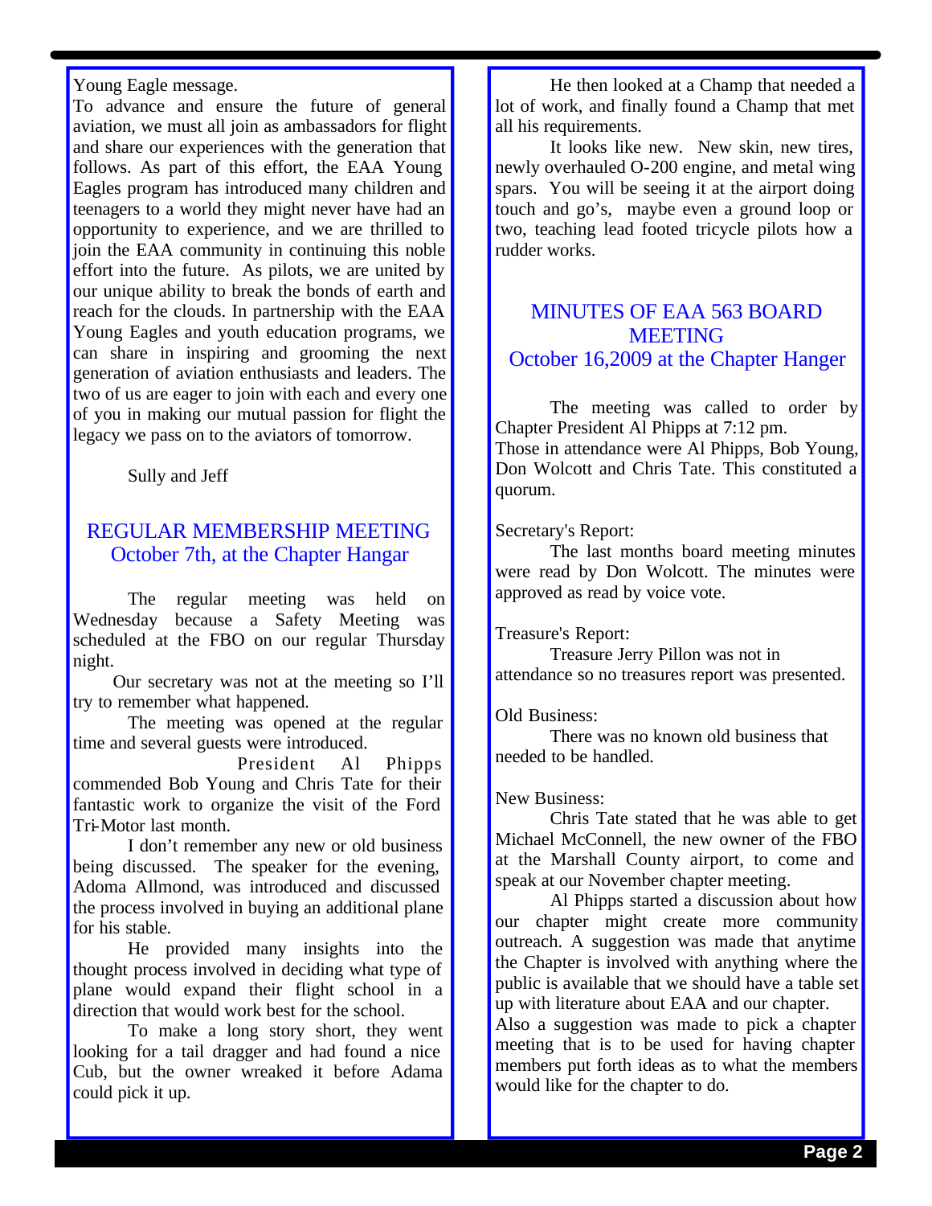Young Eagle message.

To advance and ensure the future of general aviation, we must all join as ambassadors for flight and share our experiences with the generation that follows. As part of this effort, the EAA Young Eagles program has introduced many children and teenagers to a world they might never have had an opportunity to experience, and we are thrilled to join the EAA community in continuing this noble effort into the future. As pilots, we are united by our unique ability to break the bonds of earth and reach for the clouds. In partnership with the EAA Young Eagles and youth education programs, we can share in inspiring and grooming the next generation of aviation enthusiasts and leaders. The two of us are eager to join with each and every one of you in making our mutual passion for flight the legacy we pass on to the aviators of tomorrow.

Sully and Jeff

## REGULAR MEMBERSHIP MEETING
## October 7th, at the Chapter Hangar

The regular meeting was held on Wednesday because a Safety Meeting was scheduled at the FBO on our regular Thursday night.

Our secretary was not at the meeting so I'll try to remember what happened.

The meeting was opened at the regular time and several guests were introduced.

President Al Phipps commended Bob Young and Chris Tate for their fantastic work to organize the visit of the Ford Tri-Motor last month.

I don't remember any new or old business being discussed. The speaker for the evening, Adoma Allmond, was introduced and discussed the process involved in buying an additional plane for his stable.

He provided many insights into the thought process involved in deciding what type of plane would expand their flight school in a direction that would work best for the school.

To make a long story short, they went looking for a tail dragger and had found a nice Cub, but the owner wreaked it before Adama could pick it up.

He then looked at a Champ that needed a lot of work, and finally found a Champ that met all his requirements.

It looks like new. New skin, new tires, newly overhauled O-200 engine, and metal wing spars. You will be seeing it at the airport doing touch and go's, maybe even a ground loop or two, teaching lead footed tricycle pilots how a rudder works.

## MINUTES OF EAA 563 BOARD MEETING
## October 16,2009 at the Chapter Hanger

The meeting was called to order by Chapter President Al Phipps at 7:12 pm.

Those in attendance were Al Phipps, Bob Young, Don Wolcott and Chris Tate. This constituted a quorum.

Secretary's Report:

The last months board meeting minutes were read by Don Wolcott. The minutes were approved as read by voice vote.

Treasure's Report:

Treasure Jerry Pillon was not in attendance so no treasures report was presented.

Old Business:

There was no known old business that needed to be handled.

New Business:

Chris Tate stated that he was able to get Michael McConnell, the new owner of the FBO at the Marshall County airport, to come and speak at our November chapter meeting.

Al Phipps started a discussion about how our chapter might create more community outreach. A suggestion was made that anytime the Chapter is involved with anything where the public is available that we should have a table set up with literature about EAA and our chapter.

Also a suggestion was made to pick a chapter meeting that is to be used for having chapter members put forth ideas as to what the members would like for the chapter to do.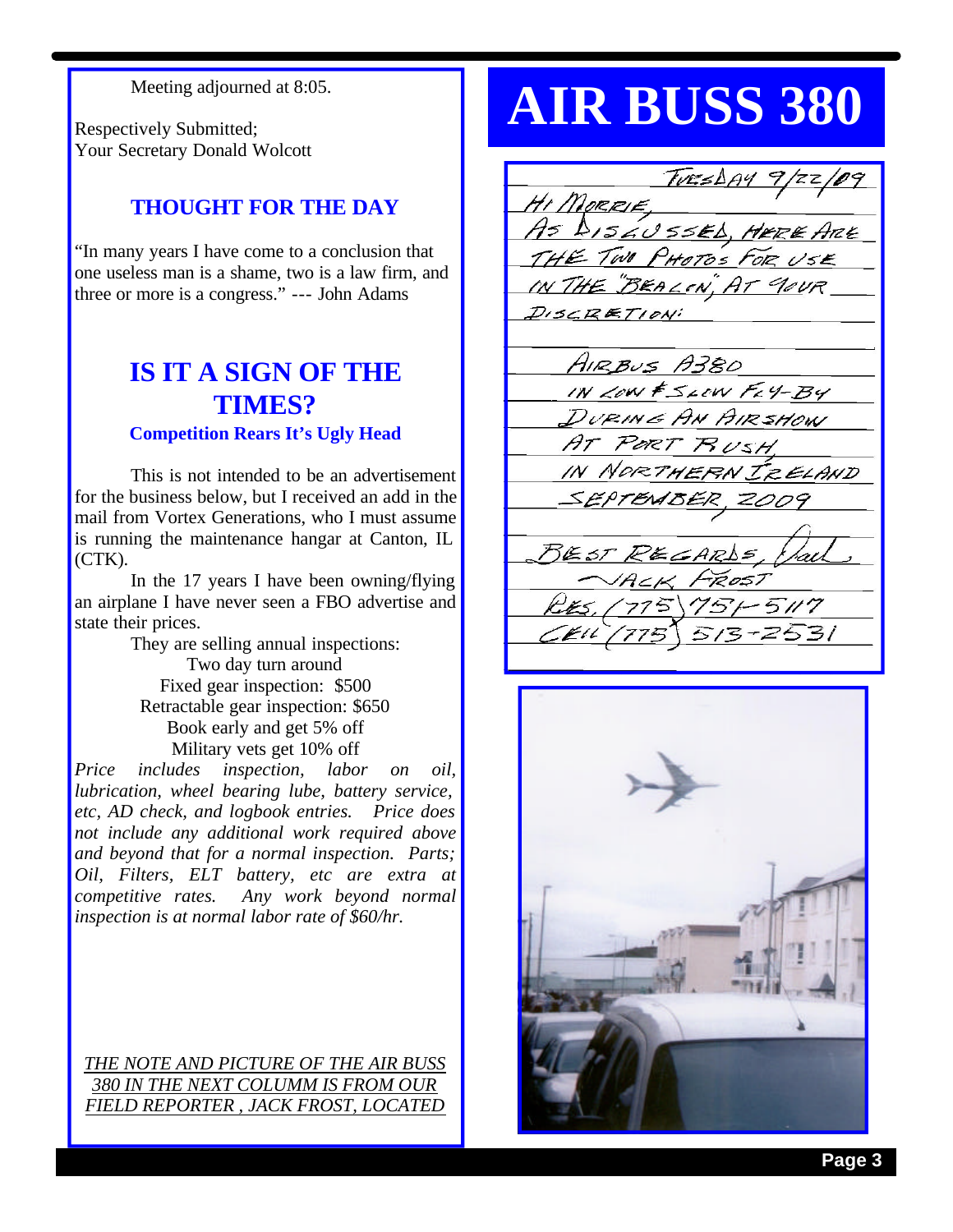Meeting adjourned at 8:05.

Respectively Submitted;
Your Secretary Donald Wolcott

### THOUGHT FOR THE DAY

"In many years I have come to a conclusion that one useless man is a shame, two is a law firm, and three or more is a congress." --- John Adams

## IS IT A SIGN OF THE TIMES?

### Competition Rears It's Ugly Head

This is not intended to be an advertisement for the business below, but I received an add in the mail from Vortex Generations, who I must assume is running the maintenance hangar at Canton, IL (CTK).

In the 17 years I have been owning/flying an airplane I have never seen a FBO advertise and state their prices.

They are selling annual inspections:

Two day turn around
Fixed gear inspection: $500
Retractable gear inspection: $650
Book early and get 5% off
Military vets get 10% off

*Price includes inspection, labor on oil, lubrication, wheel bearing lube, battery service, etc, AD check, and logbook entries. Price does not include any additional work required above and beyond that for a normal inspection. Parts; Oil, Filters, ELT battery, etc are extra at competitive rates. Any work beyond normal inspection is at normal labor rate of $60/hr.*

*THE NOTE AND PICTURE OF THE AIR BUSS 380 IN THE NEXT COLUMM IS FROM OUR FIELD REPORTER , JACK FROST, LOCATED*

# AIR BUSS 380

TUESDAY 9/22/09

HI MORRIE,
AS DISCUSSED, HERE ARE THE TWO PHOTOS FOR USE IN THE "BEACON", AT YOUR DISCRETION:

AIRBUS A380
IN LOW & SLOW FLY-BY
DURING AN AIRSHOW
AT PORT RUSH,
IN NORTHERN IRELAND
SEPTEMBER, 2009

BEST REGARDS, Jack
JACK FROST
RES. (775) 751-5117
CELL (775) 513-2531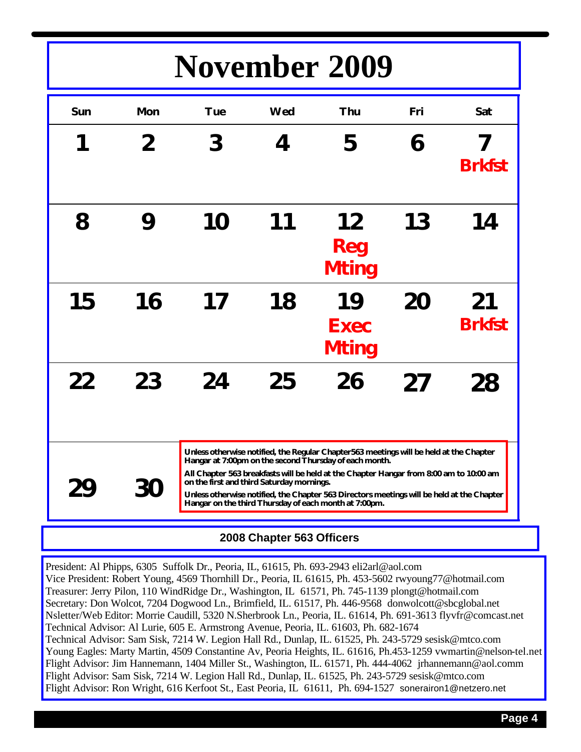# November 2009

| Sun | Mon | Tue | Wed | Thu | Fri | Sat |
|---|---|---|---|---|---|---|
| 1 | 2 | 3 | 4 | 5 | 6 | 7 **Brkfst** |
| 8 | 9 | 10 | 11 | 12 **Reg Mting** | 13 | 14 |
| 15 | 16 | 17 | 18 | 19 **Exec Mting** | 20 | 21 **Brkfst** |
| 22 | 23 | 24 | 25 | 26 | 27 | 28 |
| 29 | 30 | | | | | |

**Unless otherwise notified, the Regular Chapter563 meetings will be held at the Chapter Hangar at 7:00pm on the second Thursday of each month.**

**All Chapter 563 breakfasts will be held at the Chapter Hangar from 8:00 am to 10:00 am on the first and third Saturday mornings.**

**Unless otherwise notified, the Chapter 563 Directors meetings will be held at the Chapter Hangar on the third Thursday of each month at 7:00pm.**

## 2008 Chapter 563 Officers

President: Al Phipps, 6305 Suffolk Dr., Peoria, IL, 61615, Ph. 693-2943 eli2arl@aol.com
Vice President: Robert Young, 4569 Thornhill Dr., Peoria, IL 61615, Ph. 453-5602 rwyoung77@hotmail.com
Treasurer: Jerry Pilon, 110 WindRidge Dr., Washington, IL 61571, Ph. 745-1139 plongt@hotmail.com
Secretary: Don Wolcot, 7204 Dogwood Ln., Brimfield, IL. 61517, Ph. 446-9568 donwolcott@sbcglobal.net
Nsletter/Web Editor: Morrie Caudill, 5320 N.Sherbrook Ln., Peoria, IL. 61614, Ph. 691-3613 flyvfr@comcast.net
Technical Advisor: Al Lurie, 605 E. Armstrong Avenue, Peoria, IL. 61603, Ph. 682-1674
Technical Advisor: Sam Sisk, 7214 W. Legion Hall Rd., Dunlap, IL. 61525, Ph. 243-5729 sesisk@mtco.com
Young Eagles: Marty Martin, 4509 Constantine Av, Peoria Heights, IL. 61616, Ph.453-1259 vwmartin@nelson-tel.net
Flight Advisor: Jim Hannemann, 1404 Miller St., Washington, IL. 61571, Ph. 444-4062 jrhannemann@aol.comm
Flight Advisor: Sam Sisk, 7214 W. Legion Hall Rd., Dunlap, IL. 61525, Ph. 243-5729 sesisk@mtco.com
Flight Advisor: Ron Wright, 616 Kerfoot St., East Peoria, IL 61611, Ph. 694-1527 sonerairon1@netzero.net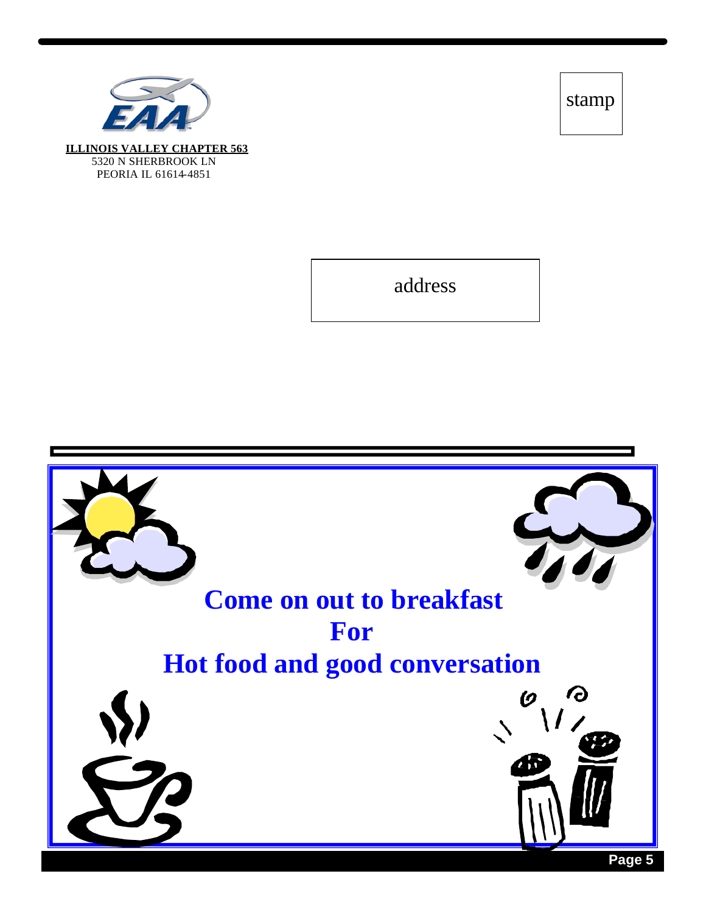**ILLINOIS VALLEY CHAPTER 563**
5320 N SHERBROOK LN
PEORIA IL 61614-4851

stamp

address

**Come on out to breakfast**
**For**
**Hot food and good conversation**